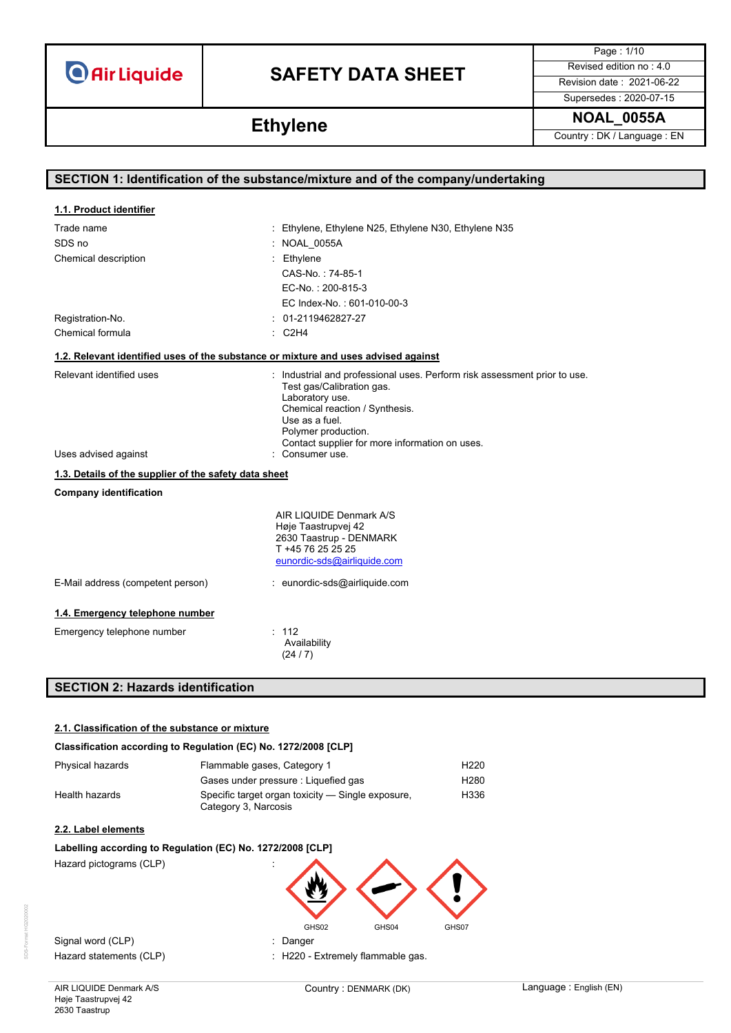# SAFETY DATA SHEET

## Ethylene

Revised edition no : 4.0
Revision date : 2021-06-22
Supersedes : 2020-07-15

NOAL_0055A
Country : DK / Language : EN

## SECTION 1: Identification of the substance/mixture and of the company/undertaking

### 1.1. Product identifier

| | |
|---|---|
| Trade name | : Ethylene, Ethylene N25, Ethylene N30, Ethylene N35 |
| SDS no | : NOAL_0055A |
| Chemical description | : Ethylene<br>CAS-No. : 74-85-1<br>EC-No. : 200-815-3<br>EC Index-No. : 601-010-00-3 |
| Registration-No. | : 01-2119462827-27 |
| Chemical formula | : $C_2H_4$ |

### 1.2. Relevant identified uses of the substance or mixture and uses advised against

| | |
|---|---|
| Relevant identified uses | : Industrial and professional uses. Perform risk assessment prior to use.<br>Test gas/Calibration gas.<br>Laboratory use.<br>Chemical reaction / Synthesis.<br>Use as a fuel.<br>Polymer production.<br>Contact supplier for more information on uses. |
| Uses advised against | : Consumer use. |

### 1.3. Details of the supplier of the safety data sheet

**Company identification**

AIR LIQUIDE Denmark A/S
Høje Taastrupvej 42
2630 Taastrup - DENMARK
T +45 76 25 25 25
eunordic-sds@airliquide.com

E-Mail address (competent person) : eunordic-sds@airliquide.com

### 1.4. Emergency telephone number

Emergency telephone number : 112
Availability
(24 / 7)

## SECTION 2: Hazards identification

### 2.1. Classification of the substance or mixture

**Classification according to Regulation (EC) No. 1272/2008 [CLP]**

| | | |
|---|---|---|
| Physical hazards | Flammable gases, Category 1 | H220 |
| | Gases under pressure : Liquefied gas | H280 |
| Health hazards | Specific target organ toxicity — Single exposure, Category 3, Narcosis | H336 |

### 2.2. Label elements

**Labelling according to Regulation (EC) No. 1272/2008 [CLP]**

Hazard pictograms (CLP) :

GHS02 GHS04 GHS07

Signal word (CLP) : Danger

Hazard statements (CLP) : H220 - Extremely flammable gas.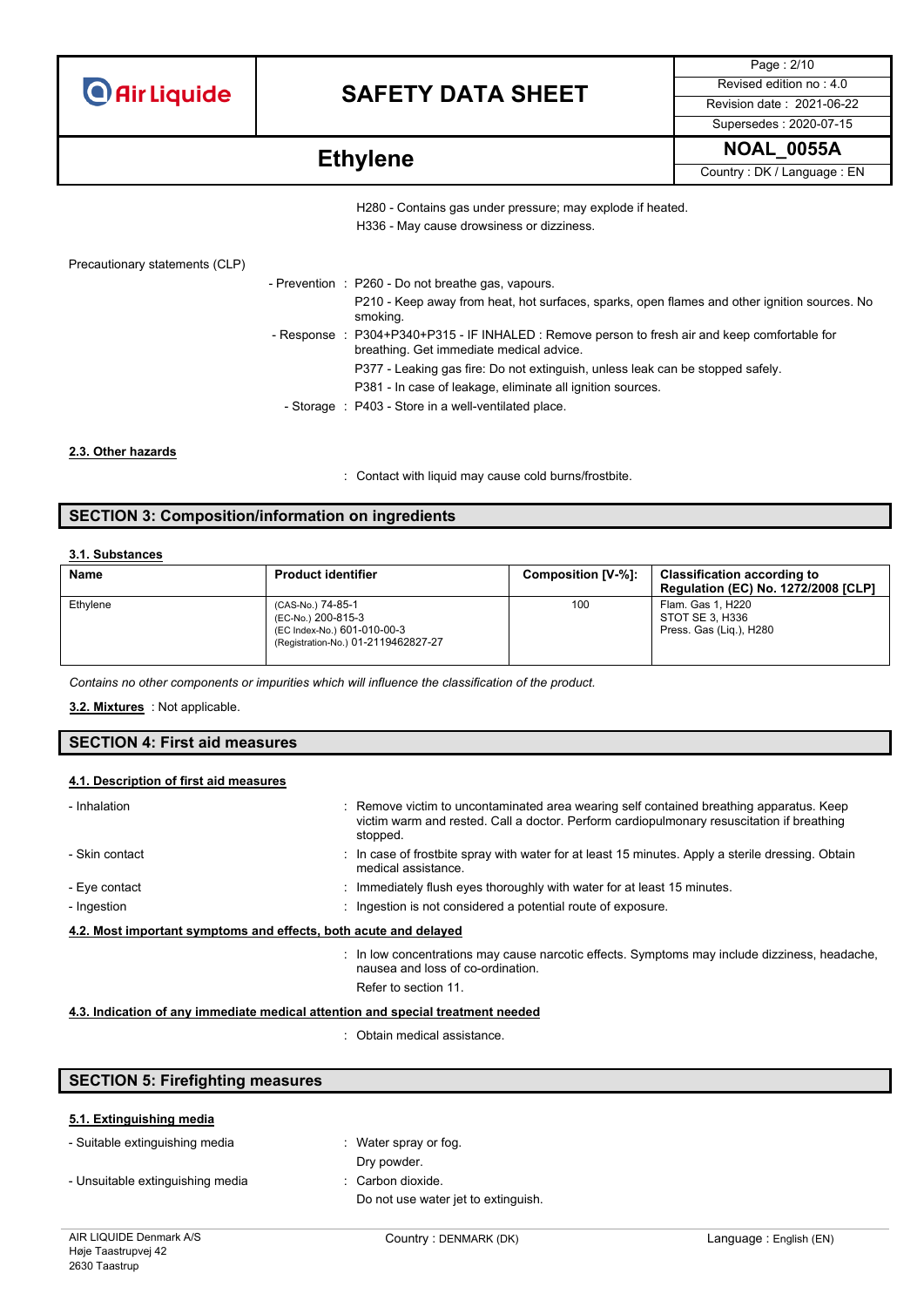H280 - Contains gas under pressure; may explode if heated.

H336 - May cause drowsiness or dizziness.

Precautionary statements (CLP)

- Prevention : P260 - Do not breathe gas, vapours.
  P210 - Keep away from heat, hot surfaces, sparks, open flames and other ignition sources. No smoking.
- Response : P304+P340+P315 - IF INHALED : Remove person to fresh air and keep comfortable for breathing. Get immediate medical advice.
  P377 - Leaking gas fire: Do not extinguish, unless leak can be stopped safely.
  P381 - In case of leakage, eliminate all ignition sources.
- Storage : P403 - Store in a well-ventilated place.

### 2.3. Other hazards

: Contact with liquid may cause cold burns/frostbite.

## SECTION 3: Composition/information on ingredients

### 3.1. Substances

| Name | Product identifier | Composition [V-%]: | Classification according to Regulation (EC) No. 1272/2008 [CLP] |
|---|---|---|---|
| Ethylene | (CAS-No.) 74-85-1<br>(EC-No.) 200-815-3<br>(EC Index-No.) 601-010-00-3<br>(Registration-No.) 01-2119462827-27 | 100 | Flam. Gas 1, H220<br>STOT SE 3, H336<br>Press. Gas (Liq.), H280 |

*Contains no other components or impurities which will influence the classification of the product.*

**3.2. Mixtures** : Not applicable.

## SECTION 4: First aid measures

### 4.1. Description of first aid measures

- Inhalation : Remove victim to uncontaminated area wearing self contained breathing apparatus. Keep victim warm and rested. Call a doctor. Perform cardiopulmonary resuscitation if breathing stopped.
- Skin contact : In case of frostbite spray with water for at least 15 minutes. Apply a sterile dressing. Obtain medical assistance.
- Eye contact : Immediately flush eyes thoroughly with water for at least 15 minutes.
- Ingestion : Ingestion is not considered a potential route of exposure.

### 4.2. Most important symptoms and effects, both acute and delayed

: In low concentrations may cause narcotic effects. Symptoms may include dizziness, headache, nausea and loss of co-ordination.

Refer to section 11.

### 4.3. Indication of any immediate medical attention and special treatment needed

: Obtain medical assistance.

## SECTION 5: Firefighting measures

### 5.1. Extinguishing media

- Suitable extinguishing media : Water spray or fog.
  Dry powder.
- Unsuitable extinguishing media : Carbon dioxide.
  Do not use water jet to extinguish.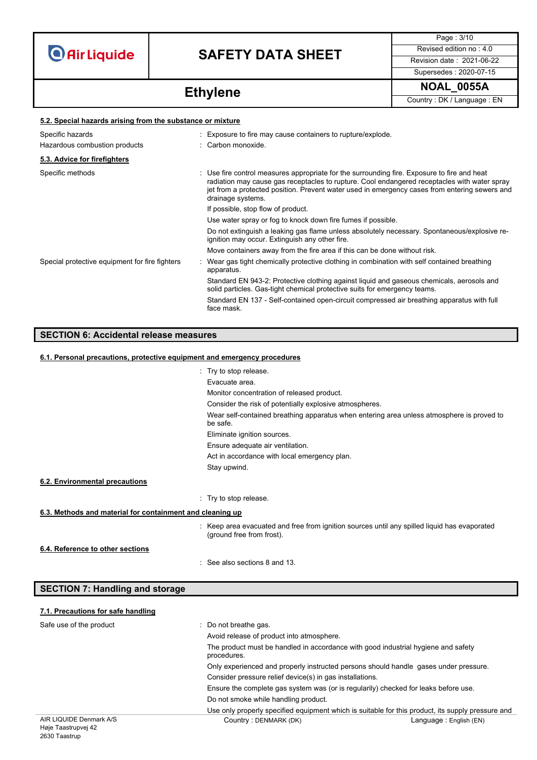#### 5.2. Special hazards arising from the substance or mixture

| | |
|---|---|
| Specific hazards | : Exposure to fire may cause containers to rupture/explode. |
| Hazardous combustion products | : Carbon monoxide. |

#### 5.3. Advice for firefighters

Specific methods : Use fire control measures appropriate for the surrounding fire. Exposure to fire and heat radiation may cause gas receptacles to rupture. Cool endangered receptacles with water spray jet from a protected position. Prevent water used in emergency cases from entering sewers and drainage systems.

If possible, stop flow of product.

Use water spray or fog to knock down fire fumes if possible.

Do not extinguish a leaking gas flame unless absolutely necessary. Spontaneous/explosive re-ignition may occur. Extinguish any other fire.

Move containers away from the fire area if this can be done without risk.

Special protective equipment for fire fighters : Wear gas tight chemically protective clothing in combination with self contained breathing apparatus.

Standard EN 943-2: Protective clothing against liquid and gaseous chemicals, aerosols and solid particles. Gas-tight chemical protective suits for emergency teams.

Standard EN 137 - Self-contained open-circuit compressed air breathing apparatus with full face mask.

## SECTION 6: Accidental release measures

#### 6.1. Personal precautions, protective equipment and emergency procedures

: Try to stop release.

Evacuate area.

Monitor concentration of released product.

Consider the risk of potentially explosive atmospheres.

Wear self-contained breathing apparatus when entering area unless atmosphere is proved to be safe.

Eliminate ignition sources.

Ensure adequate air ventilation.

Act in accordance with local emergency plan.

Stay upwind.

#### 6.2. Environmental precautions

: Try to stop release.

#### 6.3. Methods and material for containment and cleaning up

: Keep area evacuated and free from ignition sources until any spilled liquid has evaporated (ground free from frost).

#### 6.4. Reference to other sections

: See also sections 8 and 13.

## SECTION 7: Handling and storage

#### 7.1. Precautions for safe handling

Safe use of the product : Do not breathe gas.

Avoid release of product into atmosphere.

The product must be handled in accordance with good industrial hygiene and safety procedures.

Only experienced and properly instructed persons should handle gases under pressure.

Consider pressure relief device(s) in gas installations.

Ensure the complete gas system was (or is regularily) checked for leaks before use.

Do not smoke while handling product.

Use only properly specified equipment which is suitable for this product, its supply pressure and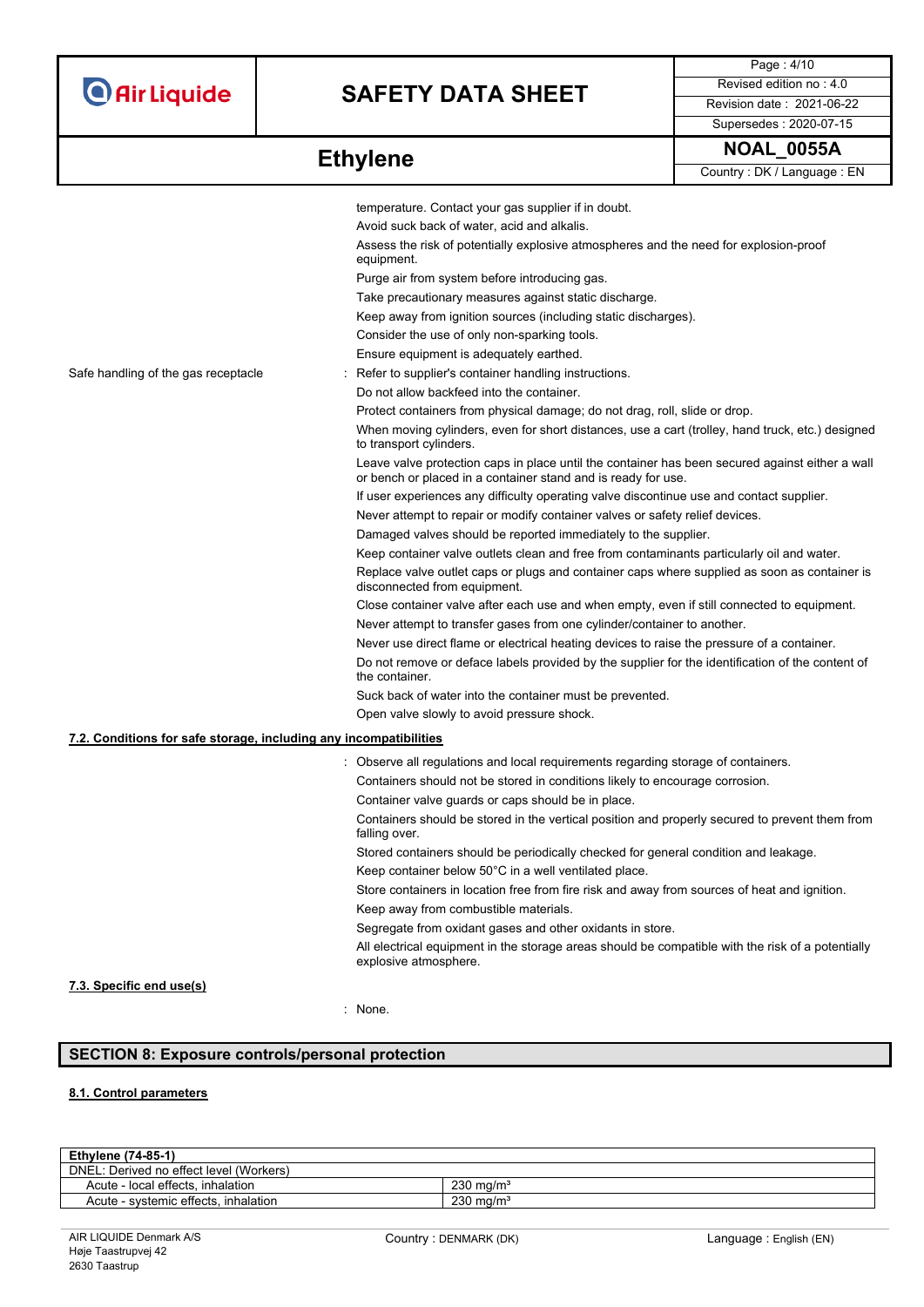temperature. Contact your gas supplier if in doubt.
Avoid suck back of water, acid and alkalis.
Assess the risk of potentially explosive atmospheres and the need for explosion-proof equipment.
Purge air from system before introducing gas.
Take precautionary measures against static discharge.
Keep away from ignition sources (including static discharges).
Consider the use of only non-sparking tools.
Ensure equipment is adequately earthed.

Safe handling of the gas receptacle : Refer to supplier's container handling instructions.
Do not allow backfeed into the container.
Protect containers from physical damage; do not drag, roll, slide or drop.
When moving cylinders, even for short distances, use a cart (trolley, hand truck, etc.) designed to transport cylinders.
Leave valve protection caps in place until the container has been secured against either a wall or bench or placed in a container stand and is ready for use.
If user experiences any difficulty operating valve discontinue use and contact supplier.
Never attempt to repair or modify container valves or safety relief devices.
Damaged valves should be reported immediately to the supplier.
Keep container valve outlets clean and free from contaminants particularly oil and water.
Replace valve outlet caps or plugs and container caps where supplied as soon as container is disconnected from equipment.
Close container valve after each use and when empty, even if still connected to equipment.
Never attempt to transfer gases from one cylinder/container to another.
Never use direct flame or electrical heating devices to raise the pressure of a container.
Do not remove or deface labels provided by the supplier for the identification of the content of the container.
Suck back of water into the container must be prevented.
Open valve slowly to avoid pressure shock.

### 7.2. Conditions for safe storage, including any incompatibilities

: Observe all regulations and local requirements regarding storage of containers.
Containers should not be stored in conditions likely to encourage corrosion.
Container valve guards or caps should be in place.
Containers should be stored in the vertical position and properly secured to prevent them from falling over.
Stored containers should be periodically checked for general condition and leakage.
Keep container below 50°C in a well ventilated place.
Store containers in location free from fire risk and away from sources of heat and ignition.
Keep away from combustible materials.
Segregate from oxidant gases and other oxidants in store.
All electrical equipment in the storage areas should be compatible with the risk of a potentially explosive atmosphere.

### 7.3. Specific end use(s)

: None.

## SECTION 8: Exposure controls/personal protection

### 8.1. Control parameters

| **Ethylene (74-85-1)** | |
|---|---|
| DNEL: Derived no effect level (Workers) | |
| Acute - local effects, inhalation | 230 mg/m³ |
| Acute - systemic effects, inhalation | 230 mg/m³ |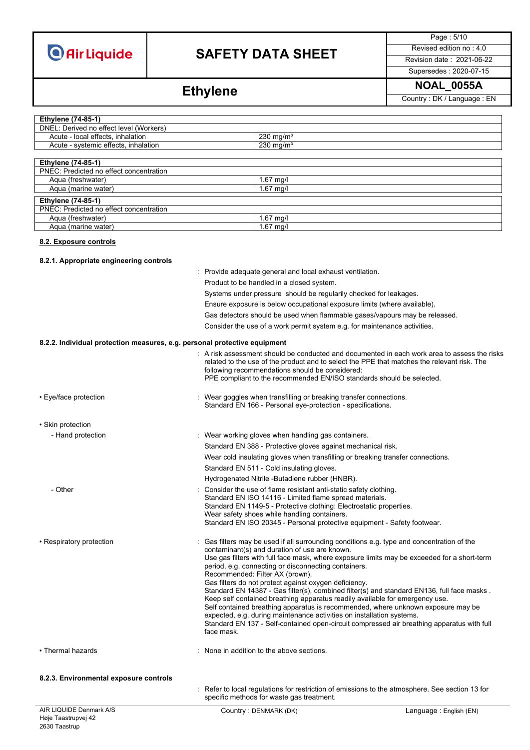| Ethylene (74-85-1) | |
|---|---|
| DNEL: Derived no effect level (Workers) | |
| Acute - local effects, inhalation | 230 mg/m³ |
| Acute - systemic effects, inhalation | 230 mg/m³ |

| Ethylene (74-85-1) | |
|---|---|
| PNEC: Predicted no effect concentration | |
| Aqua (freshwater) | 1.67 mg/l |
| Aqua (marine water) | 1.67 mg/l |

| Ethylene (74-85-1) | |
|---|---|
| PNEC: Predicted no effect concentration | |
| Aqua (freshwater) | 1.67 mg/l |
| Aqua (marine water) | 1.67 mg/l |

## 8.2. Exposure controls

### 8.2.1. Appropriate engineering controls

: Provide adequate general and local exhaust ventilation.
Product to be handled in a closed system.
Systems under pressure should be regularily checked for leakages.
Ensure exposure is below occupational exposure limits (where available).
Gas detectors should be used when flammable gases/vapours may be released.
Consider the use of a work permit system e.g. for maintenance activities.

### 8.2.2. Individual protection measures, e.g. personal protective equipment

: A risk assessment should be conducted and documented in each work area to assess the risks related to the use of the product and to select the PPE that matches the relevant risk. The following recommendations should be considered:
PPE compliant to the recommended EN/ISO standards should be selected.

- Eye/face protection : Wear goggles when transfilling or breaking transfer connections.
Standard EN 166 - Personal eye-protection - specifications.

- Skin protection
  - Hand protection : Wear working gloves when handling gas containers.
Standard EN 388 - Protective gloves against mechanical risk.
Wear cold insulating gloves when transfilling or breaking transfer connections.
Standard EN 511 - Cold insulating gloves.
Hydrogenated Nitrile -Butadiene rubber (HNBR).
  - Other : Consider the use of flame resistant anti-static safety clothing.
Standard EN ISO 14116 - Limited flame spread materials.
Standard EN 1149-5 - Protective clothing: Electrostatic properties.
Wear safety shoes while handling containers.
Standard EN ISO 20345 - Personal protective equipment - Safety footwear.

- Respiratory protection : Gas filters may be used if all surrounding conditions e.g. type and concentration of the contaminant(s) and duration of use are known.
Use gas filters with full face mask, where exposure limits may be exceeded for a short-term period, e.g. connecting or disconnecting containers.
Recommended: Filter AX (brown).
Gas filters do not protect against oxygen deficiency.
Standard EN 14387 - Gas filter(s), combined filter(s) and standard EN136, full face masks .
Keep self contained breathing apparatus readily available for emergency use.
Self contained breathing apparatus is recommended, where unknown exposure may be expected, e.g. during maintenance activities on installation systems.
Standard EN 137 - Self-contained open-circuit compressed air breathing apparatus with full face mask.

- Thermal hazards : None in addition to the above sections.

### 8.2.3. Environmental exposure controls

: Refer to local regulations for restriction of emissions to the atmosphere. See section 13 for specific methods for waste gas treatment.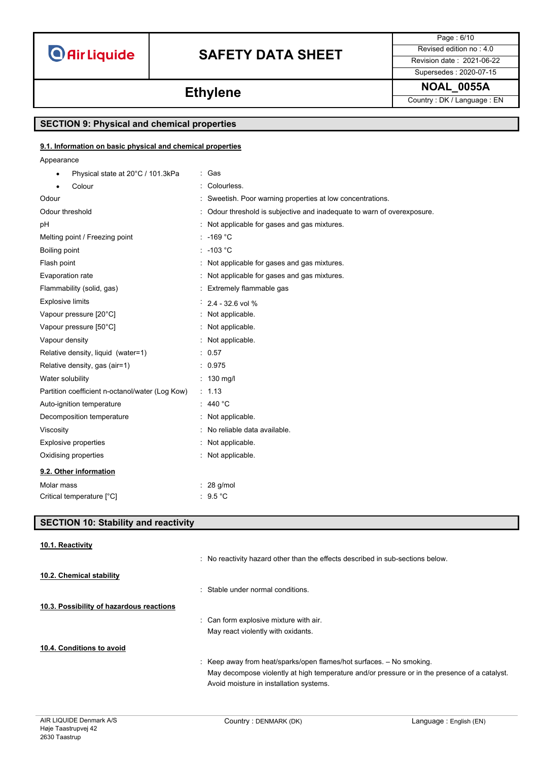## SECTION 9: Physical and chemical properties

### 9.1. Information on basic physical and chemical properties

Appearance

| | |
|---|---|
| • Physical state at 20°C / 101.3kPa | : Gas |
| • Colour | : Colourless. |
| Odour | : Sweetish. Poor warning properties at low concentrations. |
| Odour threshold | : Odour threshold is subjective and inadequate to warn of overexposure. |
| pH | : Not applicable for gases and gas mixtures. |
| Melting point / Freezing point | : -169 °C |
| Boiling point | : -103 °C |
| Flash point | : Not applicable for gases and gas mixtures. |
| Evaporation rate | : Not applicable for gases and gas mixtures. |
| Flammability (solid, gas) | : Extremely flammable gas |
| Explosive limits | : 2.4 - 32.6 vol % |
| Vapour pressure [20°C] | : Not applicable. |
| Vapour pressure [50°C] | : Not applicable. |
| Vapour density | : Not applicable. |
| Relative density, liquid (water=1) | : 0.57 |
| Relative density, gas (air=1) | : 0.975 |
| Water solubility | : 130 mg/l |
| Partition coefficient n-octanol/water (Log Kow) | : 1.13 |
| Auto-ignition temperature | : 440 °C |
| Decomposition temperature | : Not applicable. |
| Viscosity | : No reliable data available. |
| Explosive properties | : Not applicable. |
| Oxidising properties | : Not applicable. |

### 9.2. Other information

| | |
|---|---|
| Molar mass | : 28 g/mol |
| Critical temperature [°C] | : 9.5 °C |

## SECTION 10: Stability and reactivity

### 10.1. Reactivity

: No reactivity hazard other than the effects described in sub-sections below.

### 10.2. Chemical stability

: Stable under normal conditions.

### 10.3. Possibility of hazardous reactions

: Can form explosive mixture with air.
May react violently with oxidants.

### 10.4. Conditions to avoid

: Keep away from heat/sparks/open flames/hot surfaces. – No smoking.
May decompose violently at high temperature and/or pressure or in the presence of a catalyst.
Avoid moisture in installation systems.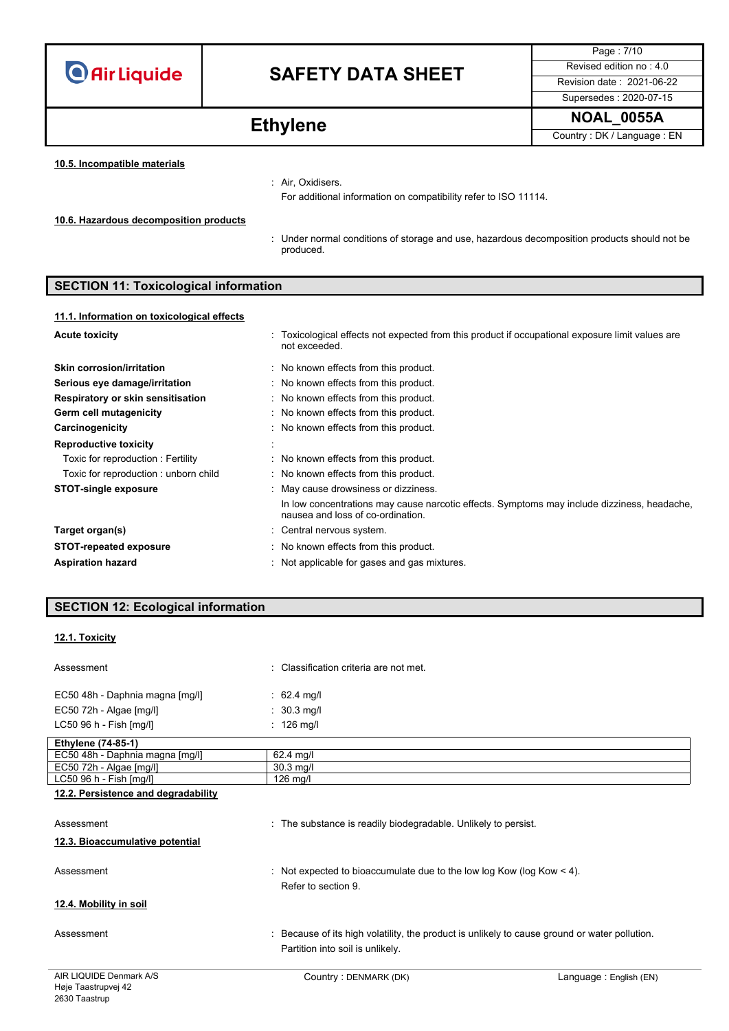#### 10.5. Incompatible materials

: Air, Oxidisers.
For additional information on compatibility refer to ISO 11114.

#### 10.6. Hazardous decomposition products

: Under normal conditions of storage and use, hazardous decomposition products should not be produced.

## SECTION 11: Toxicological information

#### 11.1. Information on toxicological effects

**Acute toxicity** : Toxicological effects not expected from this product if occupational exposure limit values are not exceeded.

**Skin corrosion/irritation** : No known effects from this product.

**Serious eye damage/irritation** : No known effects from this product.

**Respiratory or skin sensitisation** : No known effects from this product.

**Germ cell mutagenicity** : No known effects from this product.

**Carcinogenicity** : No known effects from this product.

**Reproductive toxicity** :

Toxic for reproduction : Fertility : No known effects from this product.

Toxic for reproduction : unborn child : No known effects from this product.

**STOT-single exposure** : May cause drowsiness or dizziness.
In low concentrations may cause narcotic effects. Symptoms may include dizziness, headache, nausea and loss of co-ordination.

**Target organ(s)** : Central nervous system.

**STOT-repeated exposure** : No known effects from this product.

**Aspiration hazard** : Not applicable for gases and gas mixtures.

## SECTION 12: Ecological information

#### 12.1. Toxicity

Assessment : Classification criteria are not met.

EC50 48h - Daphnia magna [mg/l] : 62.4 mg/l

EC50 72h - Algae [mg/l] : 30.3 mg/l

LC50 96 h - Fish [mg/l] : 126 mg/l

| Ethylene (74-85-1) | |
|---|---|
| EC50 48h - Daphnia magna [mg/l] | 62.4 mg/l |
| EC50 72h - Algae [mg/l] | 30.3 mg/l |
| LC50 96 h - Fish [mg/l] | 126 mg/l |

#### 12.2. Persistence and degradability

Assessment : The substance is readily biodegradable. Unlikely to persist.

#### 12.3. Bioaccumulative potential

Assessment : Not expected to bioaccumulate due to the low log Kow (log Kow < 4).
Refer to section 9.

#### 12.4. Mobility in soil

Assessment : Because of its high volatility, the product is unlikely to cause ground or water pollution.
Partition into soil is unlikely.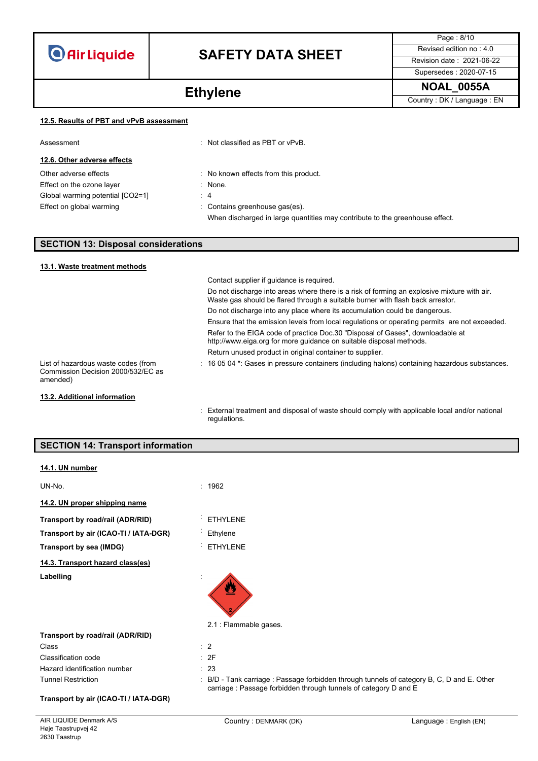#### 12.5. Results of PBT and vPvB assessment

Assessment : Not classified as PBT or vPvB.

#### 12.6. Other adverse effects

Other adverse effects : No known effects from this product.

Effect on the ozone layer : None.

Global warming potential [CO2=1] : 4

Effect on global warming : Contains greenhouse gas(es).

When discharged in large quantities may contribute to the greenhouse effect.

## SECTION 13: Disposal considerations

#### 13.1. Waste treatment methods

Contact supplier if guidance is required.

Do not discharge into areas where there is a risk of forming an explosive mixture with air. Waste gas should be flared through a suitable burner with flash back arrestor.

Do not discharge into any place where its accumulation could be dangerous.

Ensure that the emission levels from local regulations or operating permits are not exceeded.

Refer to the EIGA code of practice Doc.30 "Disposal of Gases", downloadable at http://www.eiga.org for more guidance on suitable disposal methods.

Return unused product in original container to supplier.

List of hazardous waste codes (from Commission Decision 2000/532/EC as amended) : 16 05 04 *: Gases in pressure containers (including halons) containing hazardous substances.

#### 13.2. Additional information

: External treatment and disposal of waste should comply with applicable local and/or national regulations.

## SECTION 14: Transport information

#### 14.1. UN number

UN-No. : 1962

#### 14.2. UN proper shipping name

**Transport by road/rail (ADR/RID)** : ETHYLENE

**Transport by air (ICAO-TI / IATA-DGR)** : Ethylene

**Transport by sea (IMDG)** : ETHYLENE

#### 14.3. Transport hazard class(es)

**Labelling** :

2.1 : Flammable gases.

**Transport by road/rail (ADR/RID)**

Class : 2

Classification code : 2F

Hazard identification number : 23

Tunnel Restriction : B/D - Tank carriage : Passage forbidden through tunnels of category B, C, D and E. Other carriage : Passage forbidden through tunnels of category D and E

**Transport by air (ICAO-TI / IATA-DGR)**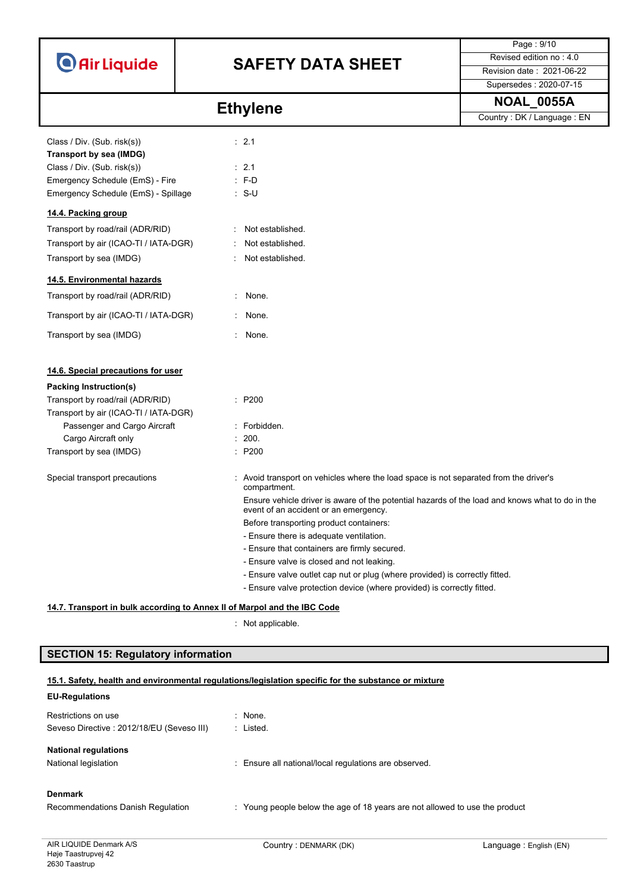Class / Div. (Sub. risk(s)) : 2.1

**Transport by sea (IMDG)**

Class / Div. (Sub. risk(s)) : 2.1

Emergency Schedule (EmS) - Fire : F-D

Emergency Schedule (EmS) - Spillage : S-U

**14.4. Packing group**

Transport by road/rail (ADR/RID) : Not established.

Transport by air (ICAO-TI / IATA-DGR) : Not established.

Transport by sea (IMDG) : Not established.

**14.5. Environmental hazards**

Transport by road/rail (ADR/RID) : None.

Transport by air (ICAO-TI / IATA-DGR) : None.

Transport by sea (IMDG) : None.

**14.6. Special precautions for user**

**Packing Instruction(s)**

Transport by road/rail (ADR/RID) : P200

Transport by air (ICAO-TI / IATA-DGR)

- Passenger and Cargo Aircraft : Forbidden.
- Cargo Aircraft only : 200.

Transport by sea (IMDG) : P200

Special transport precautions : Avoid transport on vehicles where the load space is not separated from the driver's compartment.

Ensure vehicle driver is aware of the potential hazards of the load and knows what to do in the event of an accident or an emergency.

Before transporting product containers:

- Ensure there is adequate ventilation.
- Ensure that containers are firmly secured.
- Ensure valve is closed and not leaking.
- Ensure valve outlet cap nut or plug (where provided) is correctly fitted.
- Ensure valve protection device (where provided) is correctly fitted.

**14.7. Transport in bulk according to Annex II of Marpol and the IBC Code**

: Not applicable.

## SECTION 15: Regulatory information

**15.1. Safety, health and environmental regulations/legislation specific for the substance or mixture**

**EU-Regulations**

Restrictions on use : None.

Seveso Directive : 2012/18/EU (Seveso III) : Listed.

**National regulations**

National legislation : Ensure all national/local regulations are observed.

**Denmark**

Recommendations Danish Regulation : Young people below the age of 18 years are not allowed to use the product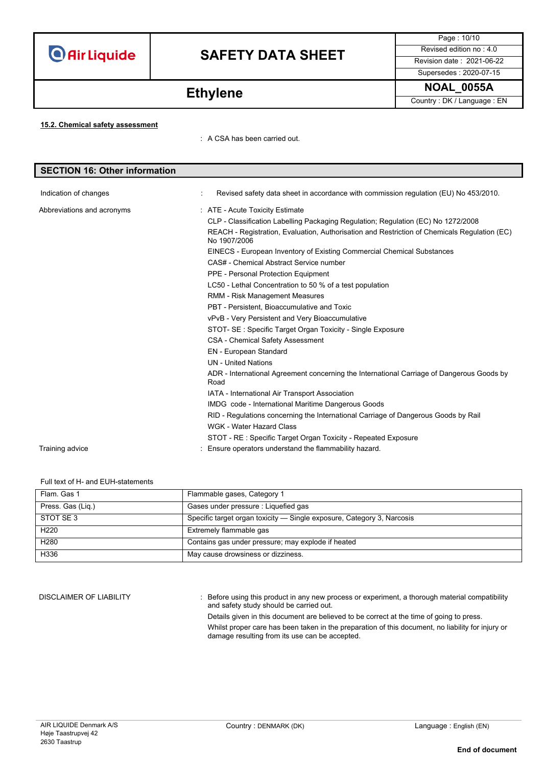#### 15.2. Chemical safety assessment

: A CSA has been carried out.

## SECTION 16: Other information

Indication of changes : Revised safety data sheet in accordance with commission regulation (EU) No 453/2010.

Abbreviations and acronyms :
- ATE - Acute Toxicity Estimate
- CLP - Classification Labelling Packaging Regulation; Regulation (EC) No 1272/2008
- REACH - Registration, Evaluation, Authorisation and Restriction of Chemicals Regulation (EC) No 1907/2006
- EINECS - European Inventory of Existing Commercial Chemical Substances
- CAS# - Chemical Abstract Service number
- PPE - Personal Protection Equipment
- LC50 - Lethal Concentration to 50 % of a test population
- RMM - Risk Management Measures
- PBT - Persistent, Bioaccumulative and Toxic
- vPvB - Very Persistent and Very Bioaccumulative
- STOT- SE : Specific Target Organ Toxicity - Single Exposure
- CSA - Chemical Safety Assessment
- EN - European Standard
- UN - United Nations
- ADR - International Agreement concerning the International Carriage of Dangerous Goods by Road
- IATA - International Air Transport Association
- IMDG code - International Maritime Dangerous Goods
- RID - Regulations concerning the International Carriage of Dangerous Goods by Rail
- WGK - Water Hazard Class
- STOT - RE : Specific Target Organ Toxicity - Repeated Exposure

Training advice : Ensure operators understand the flammability hazard.

Full text of H- and EUH-statements

| | |
|---|---|
| Flam. Gas 1 | Flammable gases, Category 1 |
| Press. Gas (Liq.) | Gases under pressure : Liquefied gas |
| STOT SE 3 | Specific target organ toxicity — Single exposure, Category 3, Narcosis |
| H220 | Extremely flammable gas |
| H280 | Contains gas under pressure; may explode if heated |
| H336 | May cause drowsiness or dizziness. |

DISCLAIMER OF LIABILITY : Before using this product in any new process or experiment, a thorough material compatibility and safety study should be carried out.

Details given in this document are believed to be correct at the time of going to press.

Whilst proper care has been taken in the preparation of this document, no liability for injury or damage resulting from its use can be accepted.

End of document